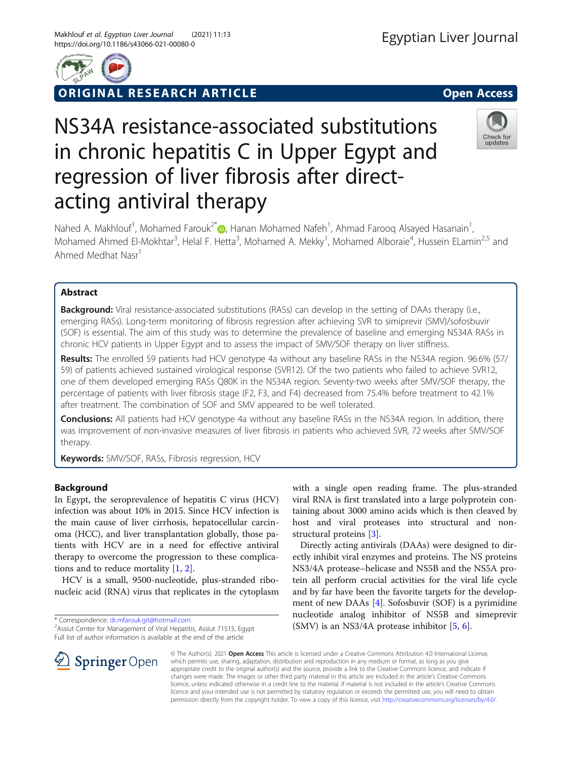ORIGINAL RESEARCH ARTICLE

Open Access

# NS34A resistance-associated substitutions in chronic hepatitis C in Upper Egypt and regression of liver fibrosis after direct-acting antiviral therapy

Nahed A. Makhlouf[1], Mohamed Farouk[2*], Hanan Mohamed Nafeh[1], Ahmad Farooq Alsayed Hasanain[1], Mohamed Ahmed El-Mokhtar[3], Helal F. Hetta[3], Mohamed A. Mekky[1], Mohamed Alboraie[4], Hussein ELamin[2,5] and Ahmed Medhat Nasr[1]

## Abstract

**Background:** Viral resistance-associated substitutions (RASs) can develop in the setting of DAAs therapy (i.e., emerging RASs). Long-term monitoring of fibrosis regression after achieving SVR to simiprevir (SMV)/sofosbuvir (SOF) is essential. The aim of this study was to determine the prevalence of baseline and emerging NS34A RASs in chronic HCV patients in Upper Egypt and to assess the impact of SMV/SOF therapy on liver stiffness.

**Results:** The enrolled 59 patients had HCV genotype 4a without any baseline RASs in the NS34A region. 96.6% (57/59) of patients achieved sustained virological response (SVR12). Of the two patients who failed to achieve SVR12, one of them developed emerging RASs Q80K in the NS34A region. Seventy-two weeks after SMV/SOF therapy, the percentage of patients with liver fibrosis stage (F2, F3, and F4) decreased from 75.4% before treatment to 42.1% after treatment. The combination of SOF and SMV appeared to be well tolerated.

**Conclusions:** All patients had HCV genotype 4a without any baseline RASs in the NS34A region. In addition, there was improvement of non-invasive measures of liver fibrosis in patients who achieved SVR, 72 weeks after SMV/SOF therapy.

**Keywords:** SMV/SOF, RASs, Fibrosis regression, HCV

## Background

In Egypt, the seroprevalence of hepatitis C virus (HCV) infection was about 10% in 2015. Since HCV infection is the main cause of liver cirrhosis, hepatocellular carcinoma (HCC), and liver transplantation globally, those patients with HCV are in a need for effective antiviral therapy to overcome the progression to these complications and to reduce mortality [1, 2].

HCV is a small, 9500-nucleotide, plus-stranded ribonucleic acid (RNA) virus that replicates in the cytoplasm with a single open reading frame. The plus-stranded viral RNA is first translated into a large polyprotein containing about 3000 amino acids which is then cleaved by host and viral proteases into structural and non-structural proteins [3].

Directly acting antivirals (DAAs) were designed to directly inhibit viral enzymes and proteins. The NS proteins NS3/4A protease–helicase and NS5B and the NS5A protein all perform crucial activities for the viral life cycle and by far have been the favorite targets for the development of new DAAs [4]. Sofosbuvir (SOF) is a pyrimidine nucleotide analog inhibitor of NS5B and simeprevir (SMV) is an NS3/4A protease inhibitor [5, 6].

\* Correspondence: dr.mfarouk.git@hotmail.com
[2]Assiut Center for Management of Viral Hepatitis, Assiut 71515, Egypt
Full list of author information is available at the end of the article

© The Author(s). 2021 **Open Access** This article is licensed under a Creative Commons Attribution 4.0 International License, which permits use, sharing, adaptation, distribution and reproduction in any medium or format, as long as you give appropriate credit to the original author(s) and the source, provide a link to the Creative Commons licence, and indicate if changes were made. The images or other third party material in this article are included in the article's Creative Commons licence, unless indicated otherwise in a credit line to the material. If material is not included in the article's Creative Commons licence and your intended use is not permitted by statutory regulation or exceeds the permitted use, you will need to obtain permission directly from the copyright holder. To view a copy of this licence, visit http://creativecommons.org/licenses/by/4.0/.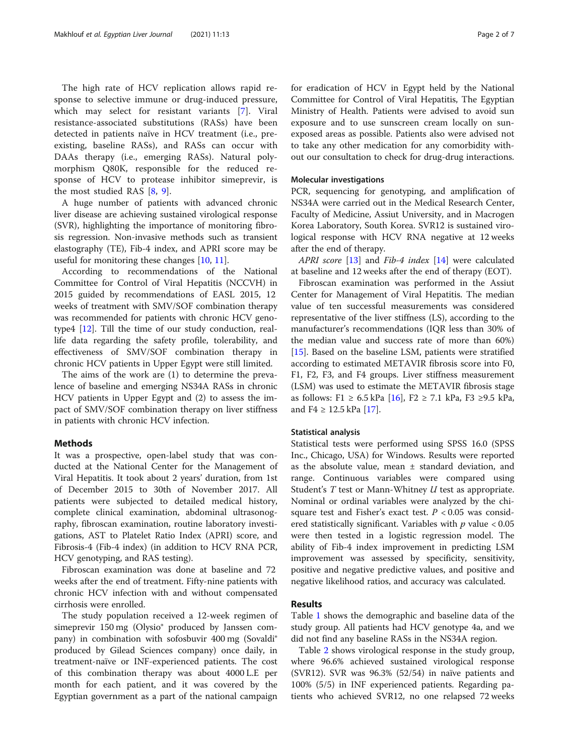The high rate of HCV replication allows rapid response to selective immune or drug-induced pressure, which may select for resistant variants [7]. Viral resistance-associated substitutions (RASs) have been detected in patients naïve in HCV treatment (i.e., pre-existing, baseline RASs), and RASs can occur with DAAs therapy (i.e., emerging RASs). Natural polymorphism Q80K, responsible for the reduced response of HCV to protease inhibitor simeprevir, is the most studied RAS [8, 9].

A huge number of patients with advanced chronic liver disease are achieving sustained virological response (SVR), highlighting the importance of monitoring fibrosis regression. Non-invasive methods such as transient elastography (TE), Fib-4 index, and APRI score may be useful for monitoring these changes [10, 11].

According to recommendations of the National Committee for Control of Viral Hepatitis (NCCVH) in 2015 guided by recommendations of EASL 2015, 12 weeks of treatment with SMV/SOF combination therapy was recommended for patients with chronic HCV genotype4 [12]. Till the time of our study conduction, real-life data regarding the safety profile, tolerability, and effectiveness of SMV/SOF combination therapy in chronic HCV patients in Upper Egypt were still limited.

The aims of the work are (1) to determine the prevalence of baseline and emerging NS34A RASs in chronic HCV patients in Upper Egypt and (2) to assess the impact of SMV/SOF combination therapy on liver stiffness in patients with chronic HCV infection.

## Methods

It was a prospective, open-label study that was conducted at the National Center for the Management of Viral Hepatitis. It took about 2 years' duration, from 1st of December 2015 to 30th of November 2017. All patients were subjected to detailed medical history, complete clinical examination, abdominal ultrasonography, fibroscan examination, routine laboratory investigations, AST to Platelet Ratio Index (APRI) score, and Fibrosis-4 (Fib-4 index) (in addition to HCV RNA PCR, HCV genotyping, and RAS testing).

Fibroscan examination was done at baseline and 72 weeks after the end of treatment. Fifty-nine patients with chronic HCV infection with and without compensated cirrhosis were enrolled.

The study population received a 12-week regimen of simeprevir 150 mg (Olysio® produced by Janssen company) in combination with sofosbuvir 400 mg (Sovaldi® produced by Gilead Sciences company) once daily, in treatment-naïve or INF-experienced patients. The cost of this combination therapy was about 4000 L.E per month for each patient, and it was covered by the Egyptian government as a part of the national campaign for eradication of HCV in Egypt held by the National Committee for Control of Viral Hepatitis, The Egyptian Ministry of Health. Patients were advised to avoid sun exposure and to use sunscreen cream locally on sun-exposed areas as possible. Patients also were advised not to take any other medication for any comorbidity without our consultation to check for drug-drug interactions.

### Molecular investigations

PCR, sequencing for genotyping, and amplification of NS34A were carried out in the Medical Research Center, Faculty of Medicine, Assiut University, and in Macrogen Korea Laboratory, South Korea. SVR12 is sustained virological response with HCV RNA negative at 12 weeks after the end of therapy.

*APRI score* [13] and *Fib-4 index* [14] were calculated at baseline and 12 weeks after the end of therapy (EOT).

Fibroscan examination was performed in the Assiut Center for Management of Viral Hepatitis. The median value of ten successful measurements was considered representative of the liver stiffness (LS), according to the manufacturer's recommendations (IQR less than 30% of the median value and success rate of more than 60%) [15]. Based on the baseline LSM, patients were stratified according to estimated METAVIR fibrosis score into F0, F1, F2, F3, and F4 groups. Liver stiffness measurement (LSM) was used to estimate the METAVIR fibrosis stage as follows: F1 ≥ 6.5 kPa [16], F2 ≥ 7.1 kPa, F3 ≥9.5 kPa, and F4 ≥ 12.5 kPa [17].

### Statistical analysis

Statistical tests were performed using SPSS 16.0 (SPSS Inc., Chicago, USA) for Windows. Results were reported as the absolute value, mean ± standard deviation, and range. Continuous variables were compared using Student's $T$ test or Mann-Whitney $U$ test as appropriate. Nominal or ordinal variables were analyzed by the chi-square test and Fisher's exact test. $P < 0.05$ was considered statistically significant. Variables with $p$ value $< 0.05$ were then tested in a logistic regression model. The ability of Fib-4 index improvement in predicting LSM improvement was assessed by specificity, sensitivity, positive and negative predictive values, and positive and negative likelihood ratios, and accuracy was calculated.

## Results

Table 1 shows the demographic and baseline data of the study group. All patients had HCV genotype 4a, and we did not find any baseline RASs in the NS34A region.

Table 2 shows virological response in the study group, where 96.6% achieved sustained virological response (SVR12). SVR was 96.3% (52/54) in naïve patients and 100% (5/5) in INF experienced patients. Regarding patients who achieved SVR12, no one relapsed 72 weeks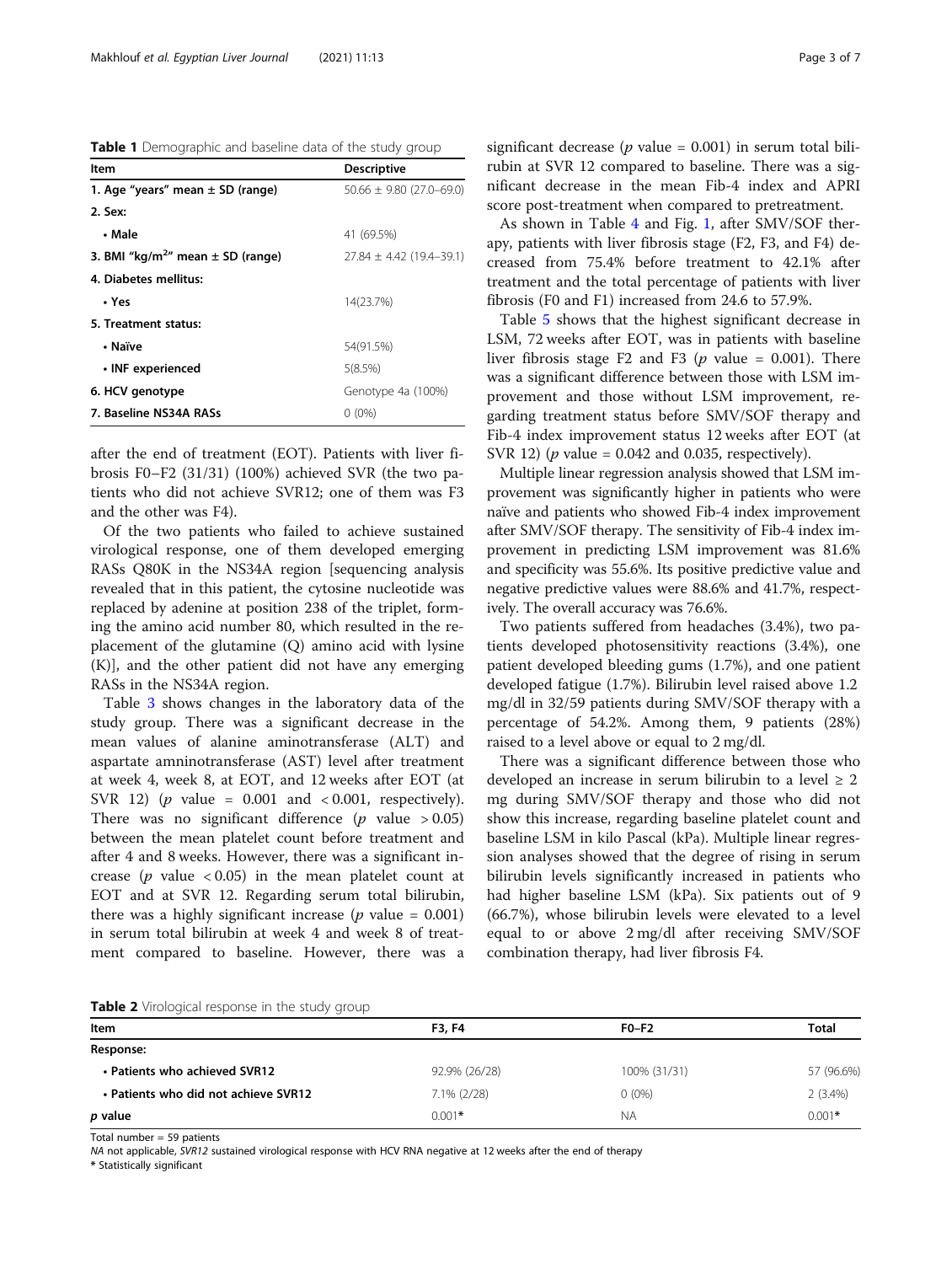**Table 1** Demographic and baseline data of the study group

| Item | Descriptive |
|---|---|
| 1. Age "years" mean ± SD (range) | 50.66 ± 9.80 (27.0–69.0) |
| 2. Sex: | |
| • Male | 41 (69.5%) |
| 3. BMI "kg/m$^2$" mean ± SD (range) | 27.84 ± 4.42 (19.4–39.1) |
| 4. Diabetes mellitus: | |
| • Yes | 14(23.7%) |
| 5. Treatment status: | |
| • Naïve | 54(91.5%) |
| • INF experienced | 5(8.5%) |
| 6. HCV genotype | Genotype 4a (100%) |
| 7. Baseline NS34A RASs | 0 (0%) |

after the end of treatment (EOT). Patients with liver fibrosis F0–F2 (31/31) (100%) achieved SVR (the two patients who did not achieve SVR12; one of them was F3 and the other was F4).

Of the two patients who failed to achieve sustained virological response, one of them developed emerging RASs Q80K in the NS34A region [sequencing analysis revealed that in this patient, the cytosine nucleotide was replaced by adenine at position 238 of the triplet, forming the amino acid number 80, which resulted in the replacement of the glutamine (Q) amino acid with lysine (K)], and the other patient did not have any emerging RASs in the NS34A region.

Table 3 shows changes in the laboratory data of the study group. There was a significant decrease in the mean values of alanine aminotransferase (ALT) and aspartate amninotransferase (AST) level after treatment at week 4, week 8, at EOT, and 12 weeks after EOT (at SVR 12) ($p$ value = 0.001 and < 0.001, respectively). There was no significant difference ($p$ value > 0.05) between the mean platelet count before treatment and after 4 and 8 weeks. However, there was a significant increase ($p$ value < 0.05) in the mean platelet count at EOT and at SVR 12. Regarding serum total bilirubin, there was a highly significant increase ($p$ value = 0.001) in serum total bilirubin at week 4 and week 8 of treatment compared to baseline. However, there was a significant decrease ($p$ value = 0.001) in serum total bilirubin at SVR 12 compared to baseline. There was a significant decrease in the mean Fib-4 index and APRI score post-treatment when compared to pretreatment.

As shown in Table 4 and Fig. 1, after SMV/SOF therapy, patients with liver fibrosis stage (F2, F3, and F4) decreased from 75.4% before treatment to 42.1% after treatment and the total percentage of patients with liver fibrosis (F0 and F1) increased from 24.6 to 57.9%.

Table 5 shows that the highest significant decrease in LSM, 72 weeks after EOT, was in patients with baseline liver fibrosis stage F2 and F3 ($p$ value = 0.001). There was a significant difference between those with LSM improvement and those without LSM improvement, regarding treatment status before SMV/SOF therapy and Fib-4 index improvement status 12 weeks after EOT (at SVR 12) ($p$ value = 0.042 and 0.035, respectively).

Multiple linear regression analysis showed that LSM improvement was significantly higher in patients who were naïve and patients who showed Fib-4 index improvement after SMV/SOF therapy. The sensitivity of Fib-4 index improvement in predicting LSM improvement was 81.6% and specificity was 55.6%. Its positive predictive value and negative predictive values were 88.6% and 41.7%, respectively. The overall accuracy was 76.6%.

Two patients suffered from headaches (3.4%), two patients developed photosensitivity reactions (3.4%), one patient developed bleeding gums (1.7%), and one patient developed fatigue (1.7%). Bilirubin level raised above 1.2 mg/dl in 32/59 patients during SMV/SOF therapy with a percentage of 54.2%. Among them, 9 patients (28%) raised to a level above or equal to 2 mg/dl.

There was a significant difference between those who developed an increase in serum bilirubin to a level ≥ 2 mg during SMV/SOF therapy and those who did not show this increase, regarding baseline platelet count and baseline LSM in kilo Pascal (kPa). Multiple linear regression analyses showed that the degree of rising in serum bilirubin levels significantly increased in patients who had higher baseline LSM (kPa). Six patients out of 9 (66.7%), whose bilirubin levels were elevated to a level equal to or above 2 mg/dl after receiving SMV/SOF combination therapy, had liver fibrosis F4.

**Table 2** Virological response in the study group

| Item | F3, F4 | F0–F2 | Total |
|---|---|---|---|
| Response: | | | |
| • Patients who achieved SVR12 | 92.9% (26/28) | 100% (31/31) | 57 (96.6%) |
| • Patients who did not achieve SVR12 | 7.1% (2/28) | 0 (0%) | 2 (3.4%) |
| *p* value | 0.001* | NA | 0.001* |

Total number = 59 patients

*NA* not applicable, *SVR12* sustained virological response with HCV RNA negative at 12 weeks after the end of therapy

\* Statistically significant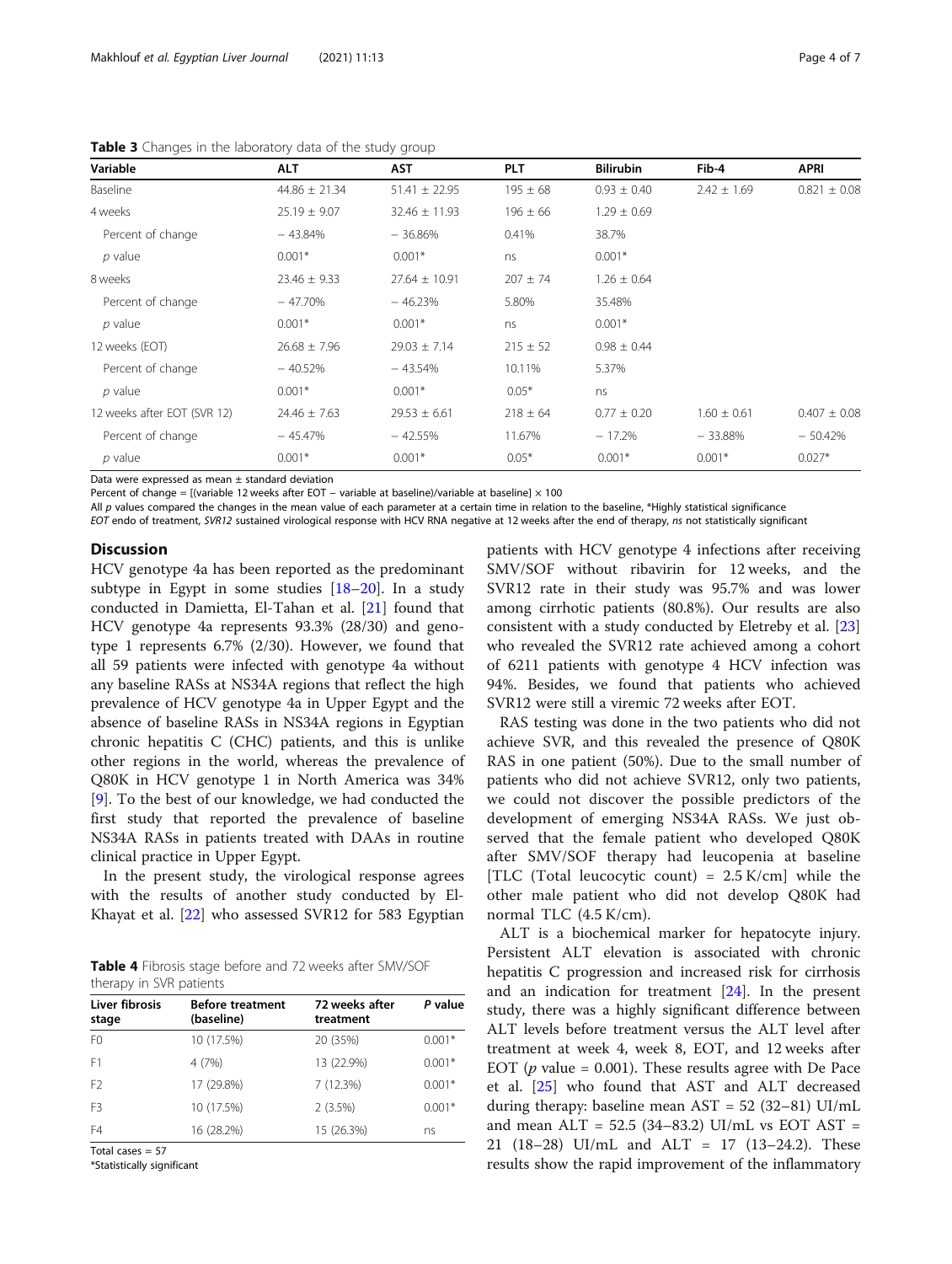**Table 3** Changes in the laboratory data of the study group

| Variable | ALT | AST | PLT | Bilirubin | Fib-4 | APRI |
|---|---|---|---|---|---|---|
| Baseline | 44.86 ± 21.34 | 51.41 ± 22.95 | 195 ± 68 | 0.93 ± 0.40 | 2.42 ± 1.69 | 0.821 ± 0.08 |
| 4 weeks | 25.19 ± 9.07 | 32.46 ± 11.93 | 196 ± 66 | 1.29 ± 0.69 | | |
| Percent of change | − 43.84% | − 36.86% | 0.41% | 38.7% | | |
| *p* value | 0.001* | 0.001* | ns | 0.001* | | |
| 8 weeks | 23.46 ± 9.33 | 27.64 ± 10.91 | 207 ± 74 | 1.26 ± 0.64 | | |
| Percent of change | − 47.70% | − 46.23% | 5.80% | 35.48% | | |
| *p* value | 0.001* | 0.001* | ns | 0.001* | | |
| 12 weeks (EOT) | 26.68 ± 7.96 | 29.03 ± 7.14 | 215 ± 52 | 0.98 ± 0.44 | | |
| Percent of change | − 40.52% | − 43.54% | 10.11% | 5.37% | | |
| *p* value | 0.001* | 0.001* | 0.05* | ns | | |
| 12 weeks after EOT (SVR 12) | 24.46 ± 7.63 | 29.53 ± 6.61 | 218 ± 64 | 0.77 ± 0.20 | 1.60 ± 0.61 | 0.407 ± 0.08 |
| Percent of change | − 45.47% | − 42.55% | 11.67% | − 17.2% | − 33.88% | − 50.42% |
| *p* value | 0.001* | 0.001* | 0.05* | 0.001* | 0.001* | 0.027* |

Data were expressed as mean ± standard deviation

Percent of change = [(variable 12 weeks after EOT − variable at baseline)/variable at baseline] × 100

All *p* values compared the changes in the mean value of each parameter at a certain time in relation to the baseline, *Highly statistical significance

*EOT* endo of treatment, *SVR12* sustained virological response with HCV RNA negative at 12 weeks after the end of therapy, *ns* not statistically significant

## Discussion

HCV genotype 4a has been reported as the predominant subtype in Egypt in some studies [18–20]. In a study conducted in Damietta, El-Tahan et al. [21] found that HCV genotype 4a represents 93.3% (28/30) and genotype 1 represents 6.7% (2/30). However, we found that all 59 patients were infected with genotype 4a without any baseline RASs at NS34A regions that reflect the high prevalence of HCV genotype 4a in Upper Egypt and the absence of baseline RASs in NS34A regions in Egyptian chronic hepatitis C (CHC) patients, and this is unlike other regions in the world, whereas the prevalence of Q80K in HCV genotype 1 in North America was 34% [9]. To the best of our knowledge, we had conducted the first study that reported the prevalence of baseline NS34A RASs in patients treated with DAAs in routine clinical practice in Upper Egypt.

In the present study, the virological response agrees with the results of another study conducted by El-Khayat et al. [22] who assessed SVR12 for 583 Egyptian patients with HCV genotype 4 infections after receiving SMV/SOF without ribavirin for 12 weeks, and the SVR12 rate in their study was 95.7% and was lower among cirrhotic patients (80.8%). Our results are also consistent with a study conducted by Eletreby et al. [23] who revealed the SVR12 rate achieved among a cohort of 6211 patients with genotype 4 HCV infection was 94%. Besides, we found that patients who achieved SVR12 were still a viremic 72 weeks after EOT.

RAS testing was done in the two patients who did not achieve SVR, and this revealed the presence of Q80K RAS in one patient (50%). Due to the small number of patients who did not achieve SVR12, only two patients, we could not discover the possible predictors of the development of emerging NS34A RASs. We just observed that the female patient who developed Q80K after SMV/SOF therapy had leucopenia at baseline [TLC (Total leucocytic count) = 2.5 K/cm] while the other male patient who did not develop Q80K had normal TLC (4.5 K/cm).

ALT is a biochemical marker for hepatocyte injury. Persistent ALT elevation is associated with chronic hepatitis C progression and increased risk for cirrhosis and an indication for treatment [24]. In the present study, there was a highly significant difference between ALT levels before treatment versus the ALT level after treatment at week 4, week 8, EOT, and 12 weeks after EOT (*p* value = 0.001). These results agree with De Pace et al. [25] who found that AST and ALT decreased during therapy: baseline mean AST = 52 (32–81) UI/mL and mean ALT = 52.5 (34–83.2) UI/mL vs EOT AST = 21 (18–28) UI/mL and ALT = 17 (13–24.2). These results show the rapid improvement of the inflammatory

**Table 4** Fibrosis stage before and 72 weeks after SMV/SOF therapy in SVR patients

| Liver fibrosis stage | Before treatment (baseline) | 72 weeks after treatment | P value |
|---|---|---|---|
| F0 | 10 (17.5%) | 20 (35%) | 0.001* |
| F1 | 4 (7%) | 13 (22.9%) | 0.001* |
| F2 | 17 (29.8%) | 7 (12.3%) | 0.001* |
| F3 | 10 (17.5%) | 2 (3.5%) | 0.001* |
| F4 | 16 (28.2%) | 15 (26.3%) | ns |

Total cases = 57

*Statistically significant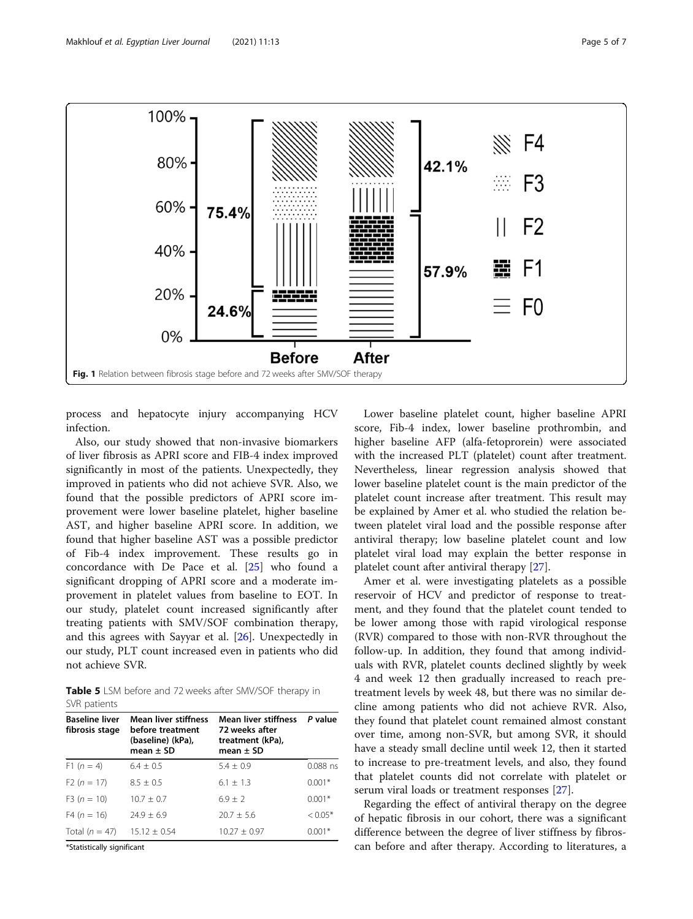Fig. 1 Relation between fibrosis stage before and 72 weeks after SMV/SOF therapy

process and hepatocyte injury accompanying HCV infection.

Also, our study showed that non-invasive biomarkers of liver fibrosis as APRI score and FIB-4 index improved significantly in most of the patients. Unexpectedly, they improved in patients who did not achieve SVR. Also, we found that the possible predictors of APRI score improvement were lower baseline platelet, higher baseline AST, and higher baseline APRI score. In addition, we found that higher baseline AST was a possible predictor of Fib-4 index improvement. These results go in concordance with De Pace et al. [25] who found a significant dropping of APRI score and a moderate improvement in platelet values from baseline to EOT. In our study, platelet count increased significantly after treating patients with SMV/SOF combination therapy, and this agrees with Sayyar et al. [26]. Unexpectedly in our study, PLT count increased even in patients who did not achieve SVR.

**Table 5** LSM before and 72 weeks after SMV/SOF therapy in SVR patients

| Baseline liver fibrosis stage | Mean liver stiffness before treatment (baseline) (kPa), mean ± SD | Mean liver stiffness 72 weeks after treatment (kPa), mean ± SD | *P* value |
|---|---|---|---|
| F1 (*n* = 4) | 6.4 ± 0.5 | 5.4 ± 0.9 | 0.088 ns |
| F2 (*n* = 17) | 8.5 ± 0.5 | 6.1 ± 1.3 | 0.001* |
| F3 (*n* = 10) | 10.7 ± 0.7 | 6.9 ± 2 | 0.001* |
| F4 (*n* = 16) | 24.9 ± 6.9 | 20.7 ± 5.6 | < 0.05* |
| Total (*n* = 47) | 15.12 ± 0.54 | 10.27 ± 0.97 | 0.001* |

*Statistically significant

Lower baseline platelet count, higher baseline APRI score, Fib-4 index, lower baseline prothrombin, and higher baseline AFP (alfa-fetoprorein) were associated with the increased PLT (platelet) count after treatment. Nevertheless, linear regression analysis showed that lower baseline platelet count is the main predictor of the platelet count increase after treatment. This result may be explained by Amer et al. who studied the relation between platelet viral load and the possible response after antiviral therapy; low baseline platelet count and low platelet viral load may explain the better response in platelet count after antiviral therapy [27].

Amer et al. were investigating platelets as a possible reservoir of HCV and predictor of response to treatment, and they found that the platelet count tended to be lower among those with rapid virological response (RVR) compared to those with non-RVR throughout the follow-up. In addition, they found that among individuals with RVR, platelet counts declined slightly by week 4 and week 12 then gradually increased to reach pretreatment levels by week 48, but there was no similar decline among patients who did not achieve RVR. Also, they found that platelet count remained almost constant over time, among non-SVR, but among SVR, it should have a steady small decline until week 12, then it started to increase to pre-treatment levels, and also, they found that platelet counts did not correlate with platelet or serum viral loads or treatment responses [27].

Regarding the effect of antiviral therapy on the degree of hepatic fibrosis in our cohort, there was a significant difference between the degree of liver stiffness by fibroscan before and after therapy. According to literatures, a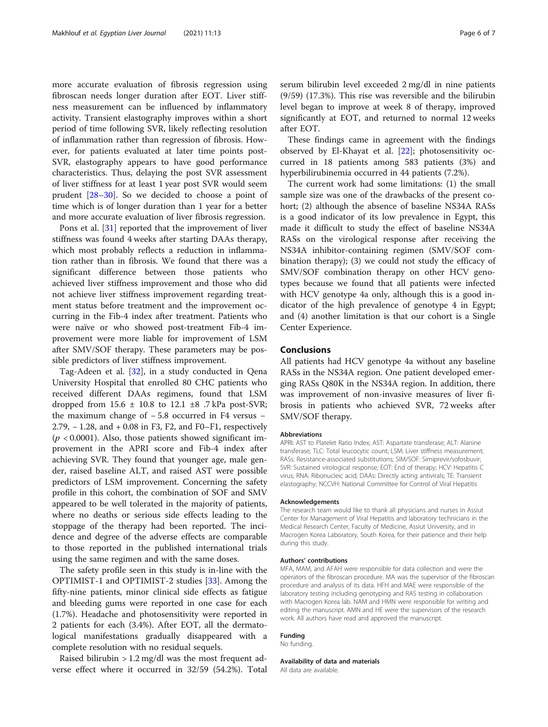more accurate evaluation of fibrosis regression using fibroscan needs longer duration after EOT. Liver stiffness measurement can be influenced by inflammatory activity. Transient elastography improves within a short period of time following SVR, likely reflecting resolution of inflammation rather than regression of fibrosis. However, for patients evaluated at later time points post-SVR, elastography appears to have good performance characteristics. Thus, delaying the post SVR assessment of liver stiffness for at least 1 year post SVR would seem prudent [28–30]. So we decided to choose a point of time which is of longer duration than 1 year for a better and more accurate evaluation of liver fibrosis regression.

Pons et al. [31] reported that the improvement of liver stiffness was found 4 weeks after starting DAAs therapy, which most probably reflects a reduction in inflammation rather than in fibrosis. We found that there was a significant difference between those patients who achieved liver stiffness improvement and those who did not achieve liver stiffness improvement regarding treatment status before treatment and the improvement occurring in the Fib-4 index after treatment. Patients who were naïve or who showed post-treatment Fib-4 improvement were more liable for improvement of LSM after SMV/SOF therapy. These parameters may be possible predictors of liver stiffness improvement.

Tag-Adeen et al. [32], in a study conducted in Qena University Hospital that enrolled 80 CHC patients who received different DAAs regimens, found that LSM dropped from 15.6 ± 10.8 to 12.1 ±8 .7 kPa post-SVR; the maximum change of − 5.8 occurred in F4 versus − 2.79, − 1.28, and + 0.08 in F3, F2, and F0–F1, respectively ($p < 0.0001$). Also, those patients showed significant improvement in the APRI score and Fib-4 index after achieving SVR. They found that younger age, male gender, raised baseline ALT, and raised AST were possible predictors of LSM improvement. Concerning the safety profile in this cohort, the combination of SOF and SMV appeared to be well tolerated in the majority of patients, where no deaths or serious side effects leading to the stoppage of the therapy had been reported. The incidence and degree of the adverse effects are comparable to those reported in the published international trials using the same regimen and with the same doses.

The safety profile seen in this study is in-line with the OPTIMIST-1 and OPTIMIST-2 studies [33]. Among the fifty-nine patients, minor clinical side effects as fatigue and bleeding gums were reported in one case for each (1.7%). Headache and photosensitivity were reported in 2 patients for each (3.4%). After EOT, all the dermatological manifestations gradually disappeared with a complete resolution with no residual sequels.

Raised bilirubin > 1.2 mg/dl was the most frequent adverse effect where it occurred in 32/59 (54.2%). Total serum bilirubin level exceeded 2 mg/dl in nine patients (9/59) (17.3%). This rise was reversible and the bilirubin level began to improve at week 8 of therapy, improved significantly at EOT, and returned to normal 12 weeks after EOT.

These findings came in agreement with the findings observed by El-Khayat et al. [22]; photosensitivity occurred in 18 patients among 583 patients (3%) and hyperbilirubinemia occurred in 44 patients (7.2%).

The current work had some limitations: (1) the small sample size was one of the drawbacks of the present cohort; (2) although the absence of baseline NS34A RASs is a good indicator of its low prevalence in Egypt, this made it difficult to study the effect of baseline NS34A RASs on the virological response after receiving the NS34A inhibitor-containing regimen (SMV/SOF combination therapy); (3) we could not study the efficacy of SMV/SOF combination therapy on other HCV genotypes because we found that all patients were infected with HCV genotype 4a only, although this is a good indicator of the high prevalence of genotype 4 in Egypt; and (4) another limitation is that our cohort is a Single Center Experience.

## Conclusions

All patients had HCV genotype 4a without any baseline RASs in the NS34A region. One patient developed emerging RASs Q80K in the NS34A region. In addition, there was improvement of non-invasive measures of liver fibrosis in patients who achieved SVR, 72 weeks after SMV/SOF therapy.

#### Abbreviations

APRI: AST to Platelet Ratio Index; AST: Aspartate transferase; ALT: Alanine transferase; TLC: Total leucocytic count; LSM: Liver stiffness measurement; RASs: Resistance-associated substitutions; SIM/SOF: Simiprevir/sofosbuvir; SVR: Sustained virological response; EOT: End of therapy; HCV: Hepatitis C virus; RNA: Ribonucleic acid; DAAs: Directly acting antivirals; TE: Transient elastography; NCCVH: National Committee for Control of Viral Hepatitis

#### Acknowledgements

The research team would like to thank all physicians and nurses in Assiut Center for Management of Viral Hepatitis and laboratory technicians in the Medical Research Center, Faculty of Medicine, Assiut University, and in Macrogen Korea Laboratory, South Korea, for their patience and their help during this study.

#### Authors' contributions

MFA, MAM, and AFAH were responsible for data collection and were the operators of the fibroscan procedure. MA was the supervisor of the fibroscan procedure and analysis of its data. HFH and MAE were responsible of the laboratory testing including genotyping and RAS testing in collaboration with Macrogen Korea lab. NAM and HMN were responsible for writing and editing the manuscript. AMN and HE were the supervisors of the research work. All authors have read and approved the manuscript.

#### Funding

No funding.

#### Availability of data and materials

All data are available.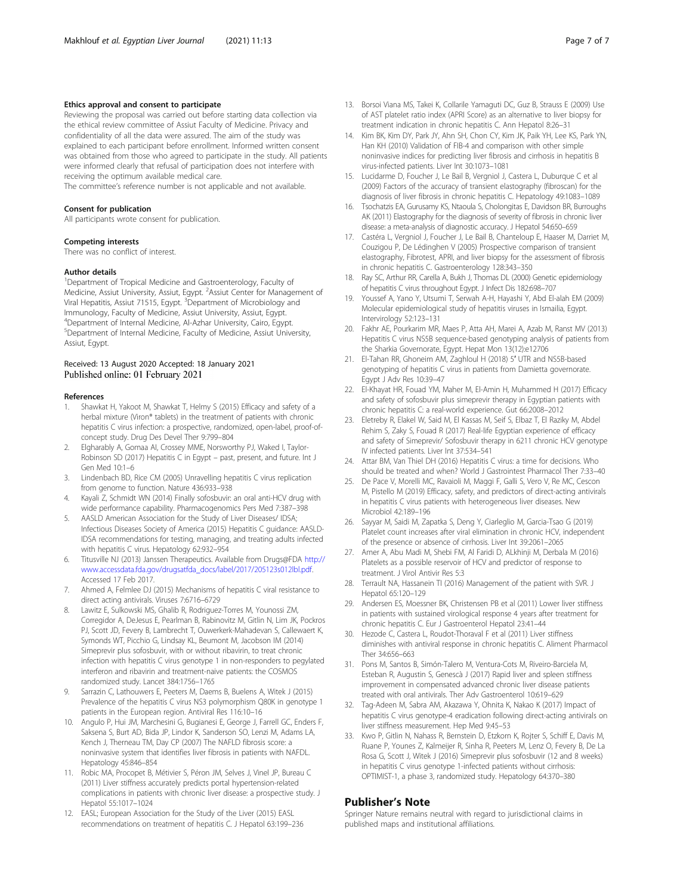#### Ethics approval and consent to participate

Reviewing the proposal was carried out before starting data collection via the ethical review committee of Assiut Faculty of Medicine. Privacy and confidentiality of all the data were assured. The aim of the study was explained to each participant before enrollment. Informed written consent was obtained from those who agreed to participate in the study. All patients were informed clearly that refusal of participation does not interfere with receiving the optimum available medical care.

The committee's reference number is not applicable and not available.

#### Consent for publication

All participants wrote consent for publication.

#### Competing interests

There was no conflict of interest.

#### Author details

[1]Department of Tropical Medicine and Gastroenterology, Faculty of Medicine, Assiut University, Assiut, Egypt. [2]Assiut Center for Management of Viral Hepatitis, Assiut 71515, Egypt. [3]Department of Microbiology and Immunology, Faculty of Medicine, Assiut University, Assiut, Egypt. [4]Department of Internal Medicine, Al-Azhar University, Cairo, Egypt. [5]Department of Internal Medicine, Faculty of Medicine, Assiut University, Assiut, Egypt.

Received: 13 August 2020 Accepted: 18 January 2021
Published online: 01 February 2021

#### References

1. Shawkat H, Yakoot M, Shawkat T, Helmy S (2015) Efficacy and safety of a herbal mixture (Viron® tablets) in the treatment of patients with chronic hepatitis C virus infection: a prospective, randomized, open-label, proof-of-concept study. Drug Des Devel Ther 9:799–804
2. Elgharably A, Gomaa AI, Crossey MME, Norsworthy PJ, Waked I, Taylor-Robinson SD (2017) Hepatitis C in Egypt – past, present, and future. Int J Gen Med 10:1–6
3. Lindenbach BD, Rice CM (2005) Unravelling hepatitis C virus replication from genome to function. Nature 436:933–938
4. Kayali Z, Schmidt WN (2014) Finally sofosbuvir: an oral anti-HCV drug with wide performance capability. Pharmacogenomics Pers Med 7:387–398
5. AASLD American Association for the Study of Liver Diseases/ IDSA; Infectious Diseases Society of America (2015) Hepatitis C guidance: AASLD-IDSA recommendations for testing, managing, and treating adults infected with hepatitis C virus. Hepatology 62:932–954
6. Titusville NJ (2013) Janssen Therapeutics. Available from Drugs@FDA http://www.accessdata.fda.gov/drugsatfda_docs/label/2017/205123s012lbl.pdf. Accessed 17 Feb 2017.
7. Ahmed A, Felmlee DJ (2015) Mechanisms of hepatitis C viral resistance to direct acting antivirals. Viruses 7:6716–6729
8. Lawitz E, Sulkowski MS, Ghalib R, Rodriguez-Torres M, Younossi ZM, Corregidor A, DeJesus E, Pearlman B, Rabinovitz M, Gitlin N, Lim JK, Pockros PJ, Scott JD, Fevery B, Lambrecht T, Ouwerkerk-Mahadevan S, Callewaert K, Symonds WT, Picchio G, Lindsay KL, Beumont M, Jacobson IM (2014) Simeprevir plus sofosbuvir, with or without ribavirin, to treat chronic infection with hepatitis C virus genotype 1 in non-responders to pegylated interferon and ribavirin and treatment-naive patients: the COSMOS randomized study. Lancet 384:1756–1765
9. Sarrazin C, Lathouwers E, Peeters M, Daems B, Buelens A, Witek J (2015) Prevalence of the hepatitis C virus NS3 polymorphism Q80K in genotype 1 patients in the European region. Antiviral Res 116:10–16
10. Angulo P, Hui JM, Marchesini G, Bugianesi E, George J, Farrell GC, Enders F, Saksena S, Burt AD, Bida JP, Lindor K, Sanderson SO, Lenzi M, Adams LA, Kench J, Therneau TM, Day CP (2007) The NAFLD fibrosis score: a noninvasive system that identifies liver fibrosis in patients with NAFLD. Hepatology 45:846–854
11. Robic MA, Procopet B, Métivier S, Péron JM, Selves J, Vinel JP, Bureau C (2011) Liver stiffness accurately predicts portal hypertension-related complications in patients with chronic liver disease: a prospective study. J Hepatol 55:1017–1024
12. EASL; European Association for the Study of the Liver (2015) EASL recommendations on treatment of hepatitis C. J Hepatol 63:199–236
13. Borsoi Viana MS, Takei K, Collarile Yamaguti DC, Guz B, Strauss E (2009) Use of AST platelet ratio index (APRI Score) as an alternative to liver biopsy for treatment indication in chronic hepatitis C. Ann Hepatol 8:26–31
14. Kim BK, Kim DY, Park JY, Ahn SH, Chon CY, Kim JK, Paik YH, Lee KS, Park YN, Han KH (2010) Validation of FIB-4 and comparison with other simple noninvasive indices for predicting liver fibrosis and cirrhosis in hepatitis B virus-infected patients. Liver Int 30:1073–1081
15. Lucidarme D, Foucher J, Le Bail B, Vergniol J, Castera L, Duburque C et al (2009) Factors of the accuracy of transient elastography (fibroscan) for the diagnosis of liver fibrosis in chronic hepatitis C. Hepatology 49:1083–1089
16. Tsochatzis EA, Gurusamy KS, Ntaoula S, Cholongitas E, Davidson BR, Burroughs AK (2011) Elastography for the diagnosis of severity of fibrosis in chronic liver disease: a meta-analysis of diagnostic accuracy. J Hepatol 54:650–659
17. Castéra L, Vergniol J, Foucher J, Le Bail B, Chanteloup E, Haaser M, Darriet M, Couzigou P, De Lédinghen V (2005) Prospective comparison of transient elastography, Fibrotest, APRI, and liver biopsy for the assessment of fibrosis in chronic hepatitis C. Gastroenterology 128:343–350
18. Ray SC, Arthur RR, Carella A, Bukh J, Thomas DL (2000) Genetic epidemiology of hepatitis C virus throughout Egypt. J Infect Dis 182:698–707
19. Youssef A, Yano Y, Utsumi T, Serwah A-H, Hayashi Y, Abd El-alah EM (2009) Molecular epidemiological study of hepatitis viruses in Ismailia, Egypt. Intervirology 52:123–131
20. Fakhr AE, Pourkarim MR, Maes P, Atta AH, Marei A, Azab M, Ranst MV (2013) Hepatitis C virus NS5B sequence-based genotyping analysis of patients from the Sharkia Governorate, Egypt. Hepat Mon 13(12):e12706
21. El-Tahan RR, Ghoneim AM, Zaghloul H (2018) 5′ UTR and NS5B-based genotyping of hepatitis C virus in patients from Damietta governorate. Egypt J Adv Res 10:39–47
22. El-Khayat HR, Fouad YM, Maher M, El-Amin H, Muhammed H (2017) Efficacy and safety of sofosbuvir plus simeprevir therapy in Egyptian patients with chronic hepatitis C: a real-world experience. Gut 66:2008–2012
23. Eletreby R, Elakel W, Said M, El Kassas M, Seif S, Elbaz T, El Raziky M, Abdel Rehim S, Zaky S, Fouad R (2017) Real-life Egyptian experience of efficacy and safety of Simeprevir/ Sofosbuvir therapy in 6211 chronic HCV genotype IV infected patients. Liver Int 37:534–541
24. Attar BM, Van Thiel DH (2016) Hepatitis C virus: a time for decisions. Who should be treated and when? World J Gastrointest Pharmacol Ther 7:33–40
25. De Pace V, Morelli MC, Ravaioli M, Maggi F, Galli S, Vero V, Re MC, Cescon M, Pistello M (2019) Efficacy, safety, and predictors of direct-acting antivirals in hepatitis C virus patients with heterogeneous liver diseases. New Microbiol 42:189–196
26. Sayyar M, Saidi M, Zapatka S, Deng Y, Ciarleglio M, Garcia-Tsao G (2019) Platelet count increases after viral elimination in chronic HCV, independent of the presence or absence of cirrhosis. Liver Int 39:2061–2065
27. Amer A, Abu Madi M, Shebi FM, Al Faridi D, ALkhinji M, Derbala M (2016) Platelets as a possible reservoir of HCV and predictor of response to treatment. J Virol Antivir Res 5:3
28. Terrault NA, Hassanein TI (2016) Management of the patient with SVR. J Hepatol 65:120–129
29. Andersen ES, Moessner BK, Christensen PB et al (2011) Lower liver stiffness in patients with sustained virological response 4 years after treatment for chronic hepatitis C. Eur J Gastroenterol Hepatol 23:41–44
30. Hezode C, Castera L, Roudot-Thoraval F et al (2011) Liver stiffness diminishes with antiviral response in chronic hepatitis C. Aliment Pharmacol Ther 34:656–663
31. Pons M, Santos B, Simón-Talero M, Ventura-Cots M, Riveiro-Barciela M, Esteban R, Augustin S, Genescà J (2017) Rapid liver and spleen stiffness improvement in compensated advanced chronic liver disease patients treated with oral antivirals. Ther Adv Gastroenterol 10:619–629
32. Tag-Adeen M, Sabra AM, Akazawa Y, Ohnita K, Nakao K (2017) Impact of hepatitis C virus genotype-4 eradication following direct-acting antivirals on liver stiffness measurement. Hep Med 9:45–53
33. Kwo P, Gitlin N, Nahass R, Bernstein D, Etzkorn K, Rojter S, Schiff E, Davis M, Ruane P, Younes Z, Kalmeijer R, Sinha R, Peeters M, Lenz O, Fevery B, De La Rosa G, Scott J, Witek J (2016) Simeprevir plus sofosbuvir (12 and 8 weeks) in hepatitis C virus genotype 1-infected patients without cirrhosis: OPTIMIST-1, a phase 3, randomized study. Hepatology 64:370–380

## Publisher's Note

Springer Nature remains neutral with regard to jurisdictional claims in published maps and institutional affiliations.